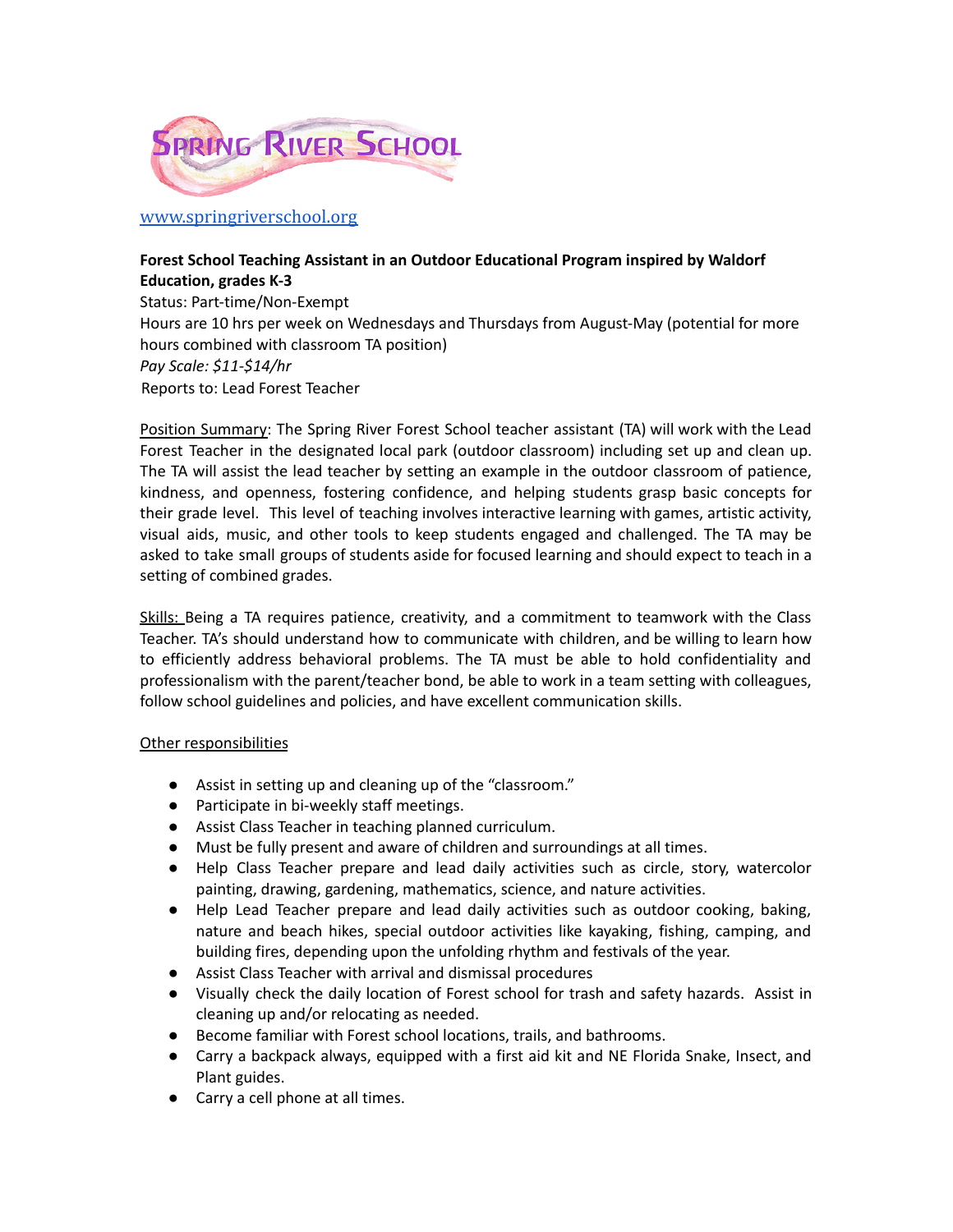Spring River School

www.springriverschool.org

**Forest School Teaching Assistant in an Outdoor Educational Program inspired by Waldorf Education, grades K-3**

Status: Part-time/Non-Exempt

Hours are 10 hrs per week on Wednesdays and Thursdays from August-May (potential for more hours combined with classroom TA position)

*Pay Scale: $11-$14/hr*

Reports to: Lead Forest Teacher

Position Summary: The Spring River Forest School teacher assistant (TA) will work with the Lead Forest Teacher in the designated local park (outdoor classroom) including set up and clean up. The TA will assist the lead teacher by setting an example in the outdoor classroom of patience, kindness, and openness, fostering confidence, and helping students grasp basic concepts for their grade level. This level of teaching involves interactive learning with games, artistic activity, visual aids, music, and other tools to keep students engaged and challenged. The TA may be asked to take small groups of students aside for focused learning and should expect to teach in a setting of combined grades.

Skills: Being a TA requires patience, creativity, and a commitment to teamwork with the Class Teacher. TA's should understand how to communicate with children, and be willing to learn how to efficiently address behavioral problems. The TA must be able to hold confidentiality and professionalism with the parent/teacher bond, be able to work in a team setting with colleagues, follow school guidelines and policies, and have excellent communication skills.

Other responsibilities

- Assist in setting up and cleaning up of the "classroom."
- Participate in bi-weekly staff meetings.
- Assist Class Teacher in teaching planned curriculum.
- Must be fully present and aware of children and surroundings at all times.
- Help Class Teacher prepare and lead daily activities such as circle, story, watercolor painting, drawing, gardening, mathematics, science, and nature activities.
- Help Lead Teacher prepare and lead daily activities such as outdoor cooking, baking, nature and beach hikes, special outdoor activities like kayaking, fishing, camping, and building fires, depending upon the unfolding rhythm and festivals of the year.
- Assist Class Teacher with arrival and dismissal procedures
- Visually check the daily location of Forest school for trash and safety hazards. Assist in cleaning up and/or relocating as needed.
- Become familiar with Forest school locations, trails, and bathrooms.
- Carry a backpack always, equipped with a first aid kit and NE Florida Snake, Insect, and Plant guides.
- Carry a cell phone at all times.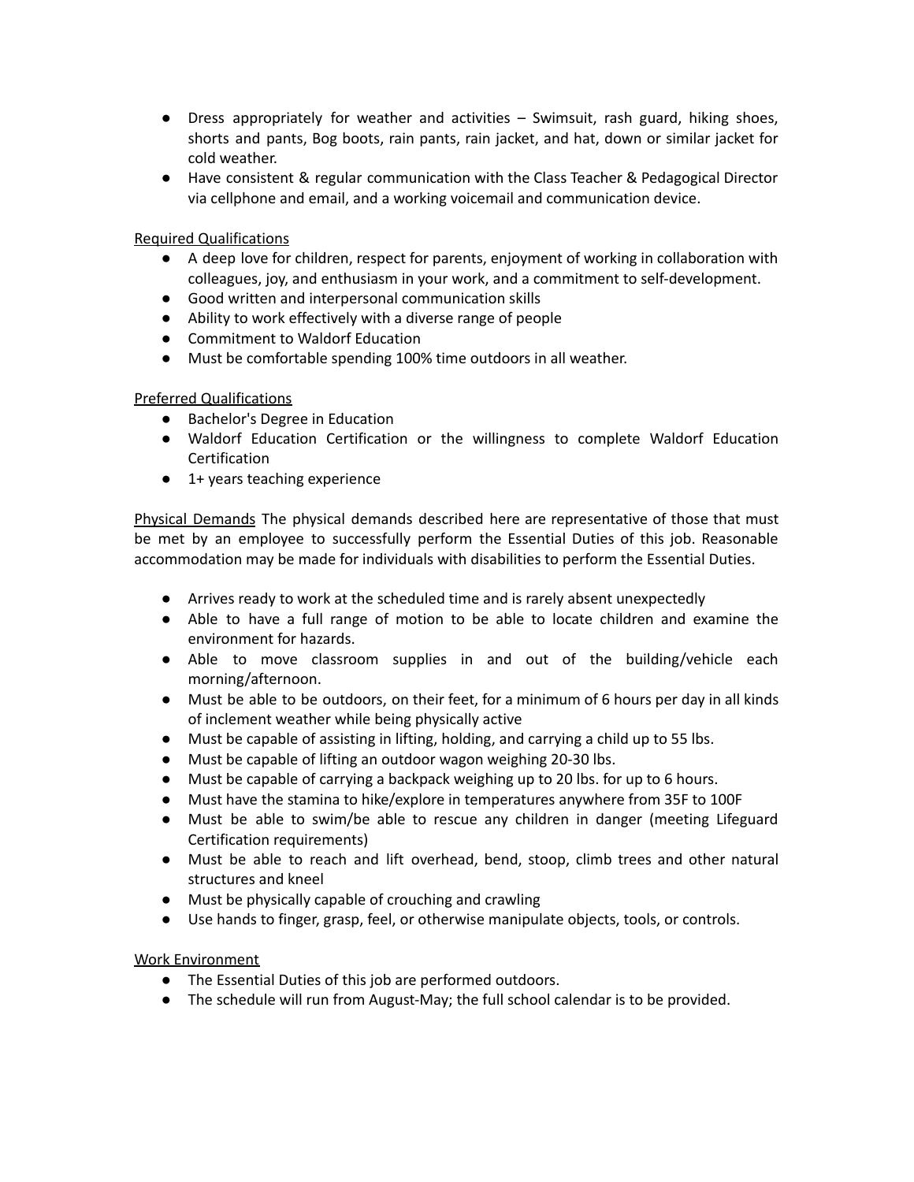- Dress appropriately for weather and activities – Swimsuit, rash guard, hiking shoes, shorts and pants, Bog boots, rain pants, rain jacket, and hat, down or similar jacket for cold weather.
- Have consistent & regular communication with the Class Teacher & Pedagogical Director via cellphone and email, and a working voicemail and communication device.

<u>Required Qualifications</u>

- A deep love for children, respect for parents, enjoyment of working in collaboration with colleagues, joy, and enthusiasm in your work, and a commitment to self-development.
- Good written and interpersonal communication skills
- Ability to work effectively with a diverse range of people
- Commitment to Waldorf Education
- Must be comfortable spending 100% time outdoors in all weather.

<u>Preferred Qualifications</u>

- Bachelor's Degree in Education
- Waldorf Education Certification or the willingness to complete Waldorf Education Certification
- 1+ years teaching experience

<u>Physical Demands</u> The physical demands described here are representative of those that must be met by an employee to successfully perform the Essential Duties of this job. Reasonable accommodation may be made for individuals with disabilities to perform the Essential Duties.

- Arrives ready to work at the scheduled time and is rarely absent unexpectedly
- Able to have a full range of motion to be able to locate children and examine the environment for hazards.
- Able to move classroom supplies in and out of the building/vehicle each morning/afternoon.
- Must be able to be outdoors, on their feet, for a minimum of 6 hours per day in all kinds of inclement weather while being physically active
- Must be capable of assisting in lifting, holding, and carrying a child up to 55 lbs.
- Must be capable of lifting an outdoor wagon weighing 20-30 lbs.
- Must be capable of carrying a backpack weighing up to 20 lbs. for up to 6 hours.
- Must have the stamina to hike/explore in temperatures anywhere from 35F to 100F
- Must be able to swim/be able to rescue any children in danger (meeting Lifeguard Certification requirements)
- Must be able to reach and lift overhead, bend, stoop, climb trees and other natural structures and kneel
- Must be physically capable of crouching and crawling
- Use hands to finger, grasp, feel, or otherwise manipulate objects, tools, or controls.

<u>Work Environment</u>

- The Essential Duties of this job are performed outdoors.
- The schedule will run from August-May; the full school calendar is to be provided.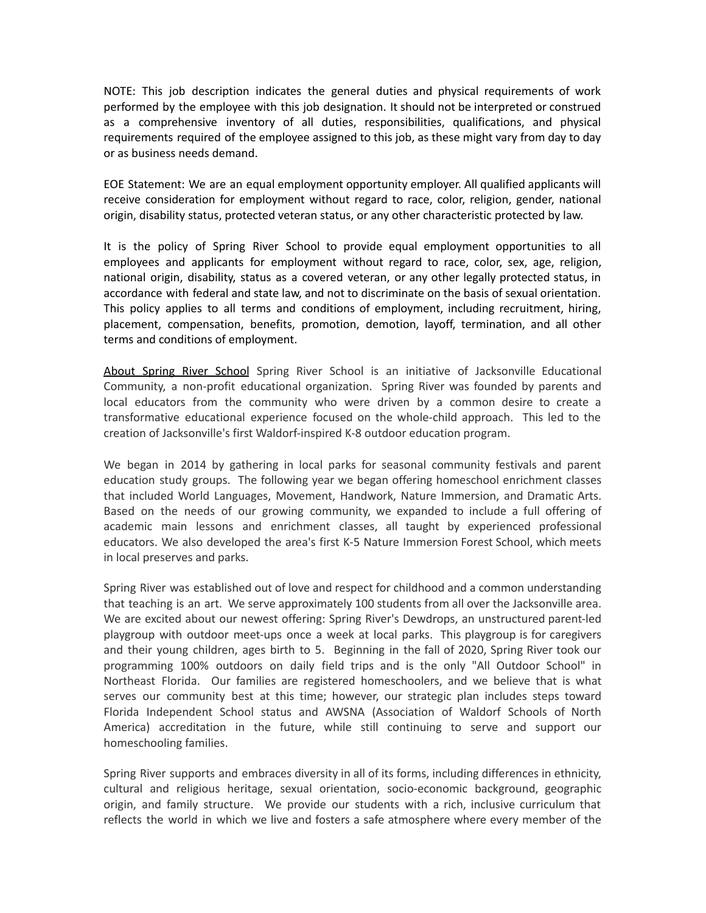NOTE: This job description indicates the general duties and physical requirements of work performed by the employee with this job designation. It should not be interpreted or construed as a comprehensive inventory of all duties, responsibilities, qualifications, and physical requirements required of the employee assigned to this job, as these might vary from day to day or as business needs demand.

EOE Statement: We are an equal employment opportunity employer. All qualified applicants will receive consideration for employment without regard to race, color, religion, gender, national origin, disability status, protected veteran status, or any other characteristic protected by law.

It is the policy of Spring River School to provide equal employment opportunities to all employees and applicants for employment without regard to race, color, sex, age, religion, national origin, disability, status as a covered veteran, or any other legally protected status, in accordance with federal and state law, and not to discriminate on the basis of sexual orientation. This policy applies to all terms and conditions of employment, including recruitment, hiring, placement, compensation, benefits, promotion, demotion, layoff, termination, and all other terms and conditions of employment.

About Spring River School Spring River School is an initiative of Jacksonville Educational Community, a non-profit educational organization. Spring River was founded by parents and local educators from the community who were driven by a common desire to create a transformative educational experience focused on the whole-child approach. This led to the creation of Jacksonville's first Waldorf-inspired K-8 outdoor education program.

We began in 2014 by gathering in local parks for seasonal community festivals and parent education study groups. The following year we began offering homeschool enrichment classes that included World Languages, Movement, Handwork, Nature Immersion, and Dramatic Arts. Based on the needs of our growing community, we expanded to include a full offering of academic main lessons and enrichment classes, all taught by experienced professional educators. We also developed the area's first K-5 Nature Immersion Forest School, which meets in local preserves and parks.

Spring River was established out of love and respect for childhood and a common understanding that teaching is an art. We serve approximately 100 students from all over the Jacksonville area. We are excited about our newest offering: Spring River's Dewdrops, an unstructured parent-led playgroup with outdoor meet-ups once a week at local parks. This playgroup is for caregivers and their young children, ages birth to 5. Beginning in the fall of 2020, Spring River took our programming 100% outdoors on daily field trips and is the only "All Outdoor School" in Northeast Florida. Our families are registered homeschoolers, and we believe that is what serves our community best at this time; however, our strategic plan includes steps toward Florida Independent School status and AWSNA (Association of Waldorf Schools of North America) accreditation in the future, while still continuing to serve and support our homeschooling families.

Spring River supports and embraces diversity in all of its forms, including differences in ethnicity, cultural and religious heritage, sexual orientation, socio-economic background, geographic origin, and family structure. We provide our students with a rich, inclusive curriculum that reflects the world in which we live and fosters a safe atmosphere where every member of the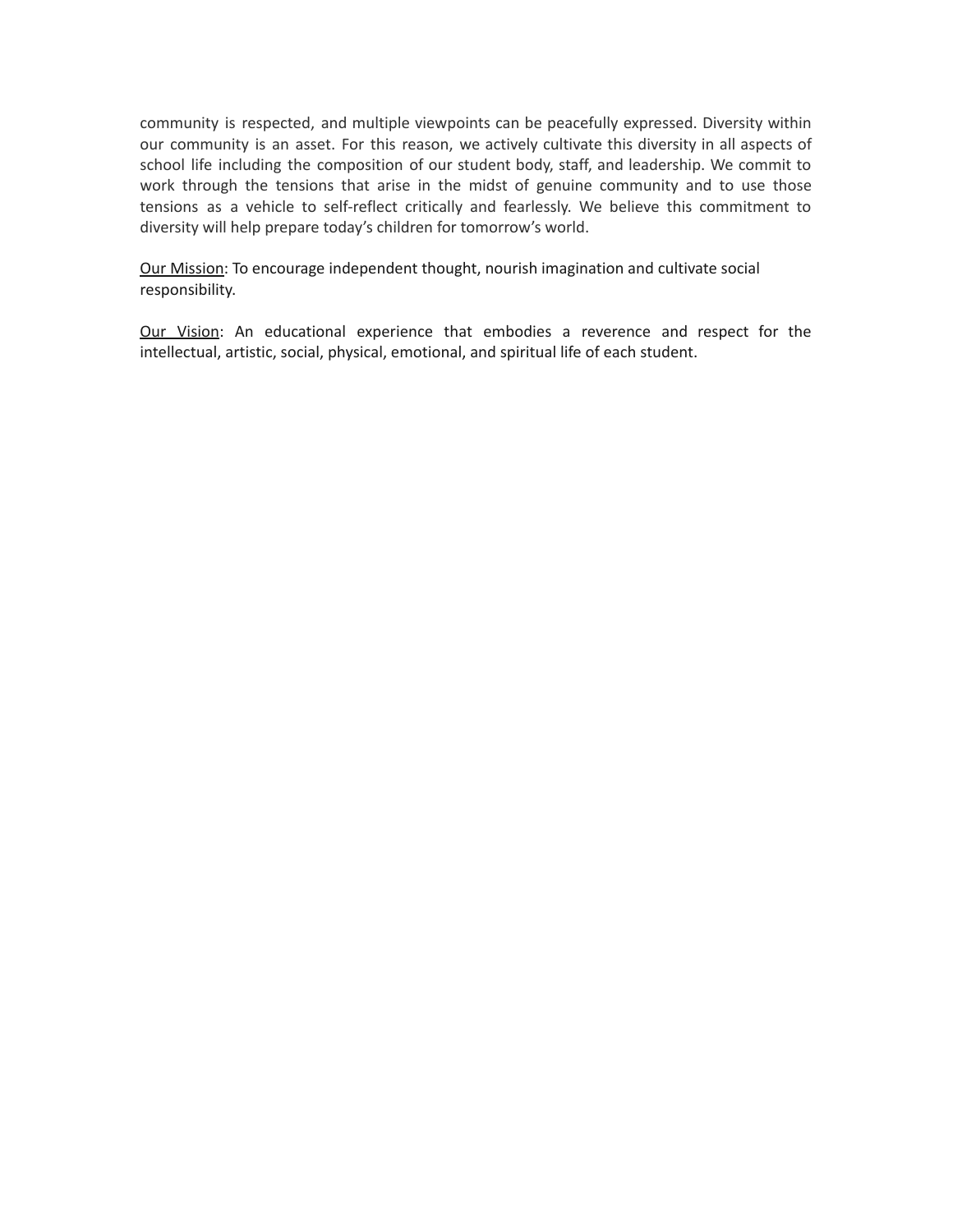community is respected, and multiple viewpoints can be peacefully expressed. Diversity within our community is an asset. For this reason, we actively cultivate this diversity in all aspects of school life including the composition of our student body, staff, and leadership. We commit to work through the tensions that arise in the midst of genuine community and to use those tensions as a vehicle to self-reflect critically and fearlessly. We believe this commitment to diversity will help prepare today's children for tomorrow's world.

<u>Our Mission</u>: To encourage independent thought, nourish imagination and cultivate social responsibility.

<u>Our Vision</u>: An educational experience that embodies a reverence and respect for the intellectual, artistic, social, physical, emotional, and spiritual life of each student.